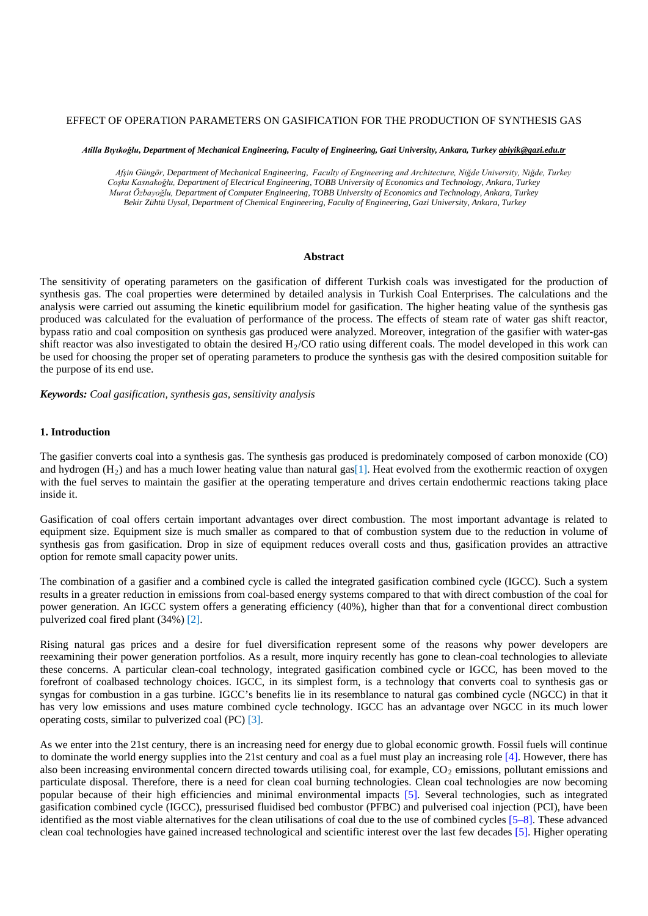# EFFECT OF OPERATION PARAMETERS ON GASIFICATION FOR THE PRODUCTION OF SYNTHESIS GAS

***Atilla Bıyıkoğlu, Department of Mechanical Engineering, Faculty of Engineering, Gazi University, Ankara, Turkey abiyik@gazi.edu.tr***

*Afşin Güngör, Department of Mechanical Engineering, Faculty of Engineering and Architecture, Niğde University, Niğde, Turkey*
*Coşku Kasnakoğlu, Department of Electrical Engineering, TOBB University of Economics and Technology, Ankara, Turkey*
*Murat Özbayoğlu, Department of Computer Engineering, TOBB University of Economics and Technology, Ankara, Turkey*
*Bekir Zühtü Uysal, Department of Chemical Engineering, Faculty of Engineering, Gazi University, Ankara, Turkey*

## Abstract

The sensitivity of operating parameters on the gasification of different Turkish coals was investigated for the production of synthesis gas. The coal properties were determined by detailed analysis in Turkish Coal Enterprises. The calculations and the analysis were carried out assuming the kinetic equilibrium model for gasification. The higher heating value of the synthesis gas produced was calculated for the evaluation of performance of the process. The effects of steam rate of water gas shift reactor, bypass ratio and coal composition on synthesis gas produced were analyzed. Moreover, integration of the gasifier with water-gas shift reactor was also investigated to obtain the desired $H_2$/CO ratio using different coals. The model developed in this work can be used for choosing the proper set of operating parameters to produce the synthesis gas with the desired composition suitable for the purpose of its end use.

***Keywords:*** *Coal gasification, synthesis gas, sensitivity analysis*

## 1. Introduction

The gasifier converts coal into a synthesis gas. The synthesis gas produced is predominately composed of carbon monoxide (CO) and hydrogen ($H_2$) and has a much lower heating value than natural gas[1]. Heat evolved from the exothermic reaction of oxygen with the fuel serves to maintain the gasifier at the operating temperature and drives certain endothermic reactions taking place inside it.

Gasification of coal offers certain important advantages over direct combustion. The most important advantage is related to equipment size. Equipment size is much smaller as compared to that of combustion system due to the reduction in volume of synthesis gas from gasification. Drop in size of equipment reduces overall costs and thus, gasification provides an attractive option for remote small capacity power units.

The combination of a gasifier and a combined cycle is called the integrated gasification combined cycle (IGCC). Such a system results in a greater reduction in emissions from coal-based energy systems compared to that with direct combustion of the coal for power generation. An IGCC system offers a generating efficiency (40%), higher than that for a conventional direct combustion pulverized coal fired plant (34%) [2].

Rising natural gas prices and a desire for fuel diversification represent some of the reasons why power developers are reexamining their power generation portfolios. As a result, more inquiry recently has gone to clean-coal technologies to alleviate these concerns. A particular clean-coal technology, integrated gasification combined cycle or IGCC, has been moved to the forefront of coalbased technology choices. IGCC, in its simplest form, is a technology that converts coal to synthesis gas or syngas for combustion in a gas turbine. IGCC's benefits lie in its resemblance to natural gas combined cycle (NGCC) in that it has very low emissions and uses mature combined cycle technology. IGCC has an advantage over NGCC in its much lower operating costs, similar to pulverized coal (PC) [3].

As we enter into the 21st century, there is an increasing need for energy due to global economic growth. Fossil fuels will continue to dominate the world energy supplies into the 21st century and coal as a fuel must play an increasing role [4]. However, there has also been increasing environmental concern directed towards utilising coal, for example, $CO_2$ emissions, pollutant emissions and particulate disposal. Therefore, there is a need for clean coal burning technologies. Clean coal technologies are now becoming popular because of their high efficiencies and minimal environmental impacts [5]. Several technologies, such as integrated gasification combined cycle (IGCC), pressurised fluidised bed combustor (PFBC) and pulverised coal injection (PCI), have been identified as the most viable alternatives for the clean utilisations of coal due to the use of combined cycles [5–8]. These advanced clean coal technologies have gained increased technological and scientific interest over the last few decades [5]. Higher operating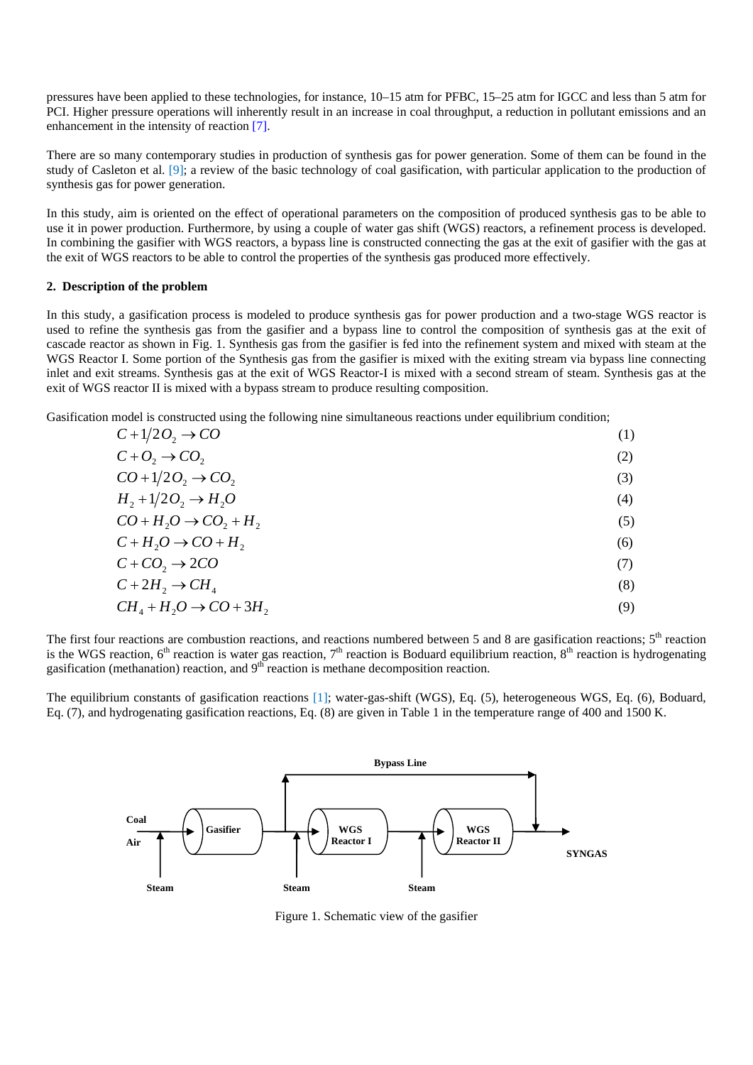pressures have been applied to these technologies, for instance, 10–15 atm for PFBC, 15–25 atm for IGCC and less than 5 atm for PCI. Higher pressure operations will inherently result in an increase in coal throughput, a reduction in pollutant emissions and an enhancement in the intensity of reaction [7].

There are so many contemporary studies in production of synthesis gas for power generation. Some of them can be found in the study of Casleton et al. [9]; a review of the basic technology of coal gasification, with particular application to the production of synthesis gas for power generation.

In this study, aim is oriented on the effect of operational parameters on the composition of produced synthesis gas to be able to use it in power production. Furthermore, by using a couple of water gas shift (WGS) reactors, a refinement process is developed. In combining the gasifier with WGS reactors, a bypass line is constructed connecting the gas at the exit of gasifier with the gas at the exit of WGS reactors to be able to control the properties of the synthesis gas produced more effectively.

## 2. Description of the problem

In this study, a gasification process is modeled to produce synthesis gas for power production and a two-stage WGS reactor is used to refine the synthesis gas from the gasifier and a bypass line to control the composition of synthesis gas at the exit of cascade reactor as shown in Fig. 1. Synthesis gas from the gasifier is fed into the refinement system and mixed with steam at the WGS Reactor I. Some portion of the Synthesis gas from the gasifier is mixed with the exiting stream via bypass line connecting inlet and exit streams. Synthesis gas at the exit of WGS Reactor-I is mixed with a second stream of steam. Synthesis gas at the exit of WGS reactor II is mixed with a bypass stream to produce resulting composition.

Gasification model is constructed using the following nine simultaneous reactions under equilibrium condition;

$$C + 1/2O_2 \rightarrow CO \tag{1}$$

$$C + O_2 \rightarrow CO_2 \tag{2}$$

$$CO + 1/2O_2 \rightarrow CO_2 \tag{3}$$

$$H_2 + 1/2O_2 \rightarrow H_2O \tag{4}$$

$$CO + H_2O \rightarrow CO_2 + H_2 \tag{5}$$

$$C + H_2O \rightarrow CO + H_2 \tag{6}$$

$$C + CO_2 \rightarrow 2CO \tag{7}$$

$$C + 2H_2 \rightarrow CH_4 \tag{8}$$

$$CH_4 + H_2O \rightarrow CO + 3H_2 \tag{9}$$

The first four reactions are combustion reactions, and reactions numbered between 5 and 8 are gasification reactions; 5th reaction is the WGS reaction, 6th reaction is water gas reaction, 7th reaction is Boduard equilibrium reaction, 8th reaction is hydrogenating gasification (methanation) reaction, and 9th reaction is methane decomposition reaction.

The equilibrium constants of gasification reactions [1]; water-gas-shift (WGS), Eq. (5), heterogeneous WGS, Eq. (6), Boduard, Eq. (7), and hydrogenating gasification reactions, Eq. (8) are given in Table 1 in the temperature range of 400 and 1500 K.

Figure 1. Schematic view of the gasifier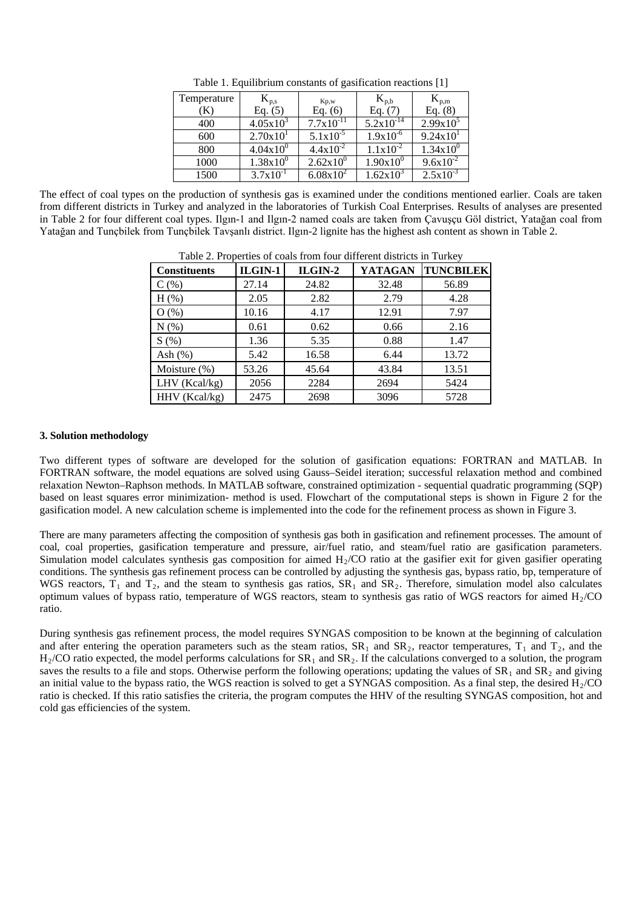Table 1. Equilibrium constants of gasification reactions [1]

| Temperature (K) | $K_{p,s}$ Eq. (5) | $K_{p,w}$ Eq. (6) | $K_{p,b}$ Eq. (7) | $K_{p,m}$ Eq. (8) |
|---|---|---|---|---|
| 400 | $4.05\times10^{3}$ | $7.7\times10^{-11}$ | $5.2\times10^{-14}$ | $2.99\times10^{5}$ |
| 600 | $2.70\times10^{1}$ | $5.1\times10^{-5}$ | $1.9\times10^{-6}$ | $9.24\times10^{1}$ |
| 800 | $4.04\times10^{0}$ | $4.4\times10^{-2}$ | $1.1\times10^{-2}$ | $1.34\times10^{0}$ |
| 1000 | $1.38\times10^{0}$ | $2.62\times10^{0}$ | $1.90\times10^{0}$ | $9.6\times10^{-2}$ |
| 1500 | $3.7\times10^{-1}$ | $6.08\times10^{2}$ | $1.62\times10^{3}$ | $2.5\times10^{-3}$ |

The effect of coal types on the production of synthesis gas is examined under the conditions mentioned earlier. Coals are taken from different districts in Turkey and analyzed in the laboratories of Turkish Coal Enterprises. Results of analyses are presented in Table 2 for four different coal types. Ilgın-1 and Ilgın-2 named coals are taken from Çavuşçu Göl district, Yatağan coal from Yatağan and Tunçbilek from Tunçbilek Tavşanlı district. Ilgın-2 lignite has the highest ash content as shown in Table 2.

Table 2. Properties of coals from four different districts in Turkey

| **Constituents** | **ILGIN-1** | **ILGIN-2** | **YATAGAN** | **TUNCBILEK** |
|---|---|---|---|---|
| C (%) | 27.14 | 24.82 | 32.48 | 56.89 |
| H (%) | 2.05 | 2.82 | 2.79 | 4.28 |
| O (%) | 10.16 | 4.17 | 12.91 | 7.97 |
| N (%) | 0.61 | 0.62 | 0.66 | 2.16 |
| S (%) | 1.36 | 5.35 | 0.88 | 1.47 |
| Ash (%) | 5.42 | 16.58 | 6.44 | 13.72 |
| Moisture (%) | 53.26 | 45.64 | 43.84 | 13.51 |
| LHV (Kcal/kg) | 2056 | 2284 | 2694 | 5424 |
| HHV (Kcal/kg) | 2475 | 2698 | 3096 | 5728 |

### 3. Solution methodology

Two different types of software are developed for the solution of gasification equations: FORTRAN and MATLAB. In FORTRAN software, the model equations are solved using Gauss–Seidel iteration; successful relaxation method and combined relaxation Newton–Raphson methods. In MATLAB software, constrained optimization - sequential quadratic programming (SQP) based on least squares error minimization- method is used. Flowchart of the computational steps is shown in Figure 2 for the gasification model. A new calculation scheme is implemented into the code for the refinement process as shown in Figure 3.

There are many parameters affecting the composition of synthesis gas both in gasification and refinement processes. The amount of coal, coal properties, gasification temperature and pressure, air/fuel ratio, and steam/fuel ratio are gasification parameters. Simulation model calculates synthesis gas composition for aimed $H_2$/CO ratio at the gasifier exit for given gasifier operating conditions. The synthesis gas refinement process can be controlled by adjusting the synthesis gas, bypass ratio, bp, temperature of WGS reactors, $T_1$ and $T_2$, and the steam to synthesis gas ratios, $SR_1$ and $SR_2$. Therefore, simulation model also calculates optimum values of bypass ratio, temperature of WGS reactors, steam to synthesis gas ratio of WGS reactors for aimed $H_2$/CO ratio.

During synthesis gas refinement process, the model requires SYNGAS composition to be known at the beginning of calculation and after entering the operation parameters such as the steam ratios, $SR_1$ and $SR_2$, reactor temperatures, $T_1$ and $T_2$, and the $H_2$/CO ratio expected, the model performs calculations for $SR_1$ and $SR_2$. If the calculations converged to a solution, the program saves the results to a file and stops. Otherwise perform the following operations; updating the values of $SR_1$ and $SR_2$ and giving an initial value to the bypass ratio, the WGS reaction is solved to get a SYNGAS composition. As a final step, the desired $H_2$/CO ratio is checked. If this ratio satisfies the criteria, the program computes the HHV of the resulting SYNGAS composition, hot and cold gas efficiencies of the system.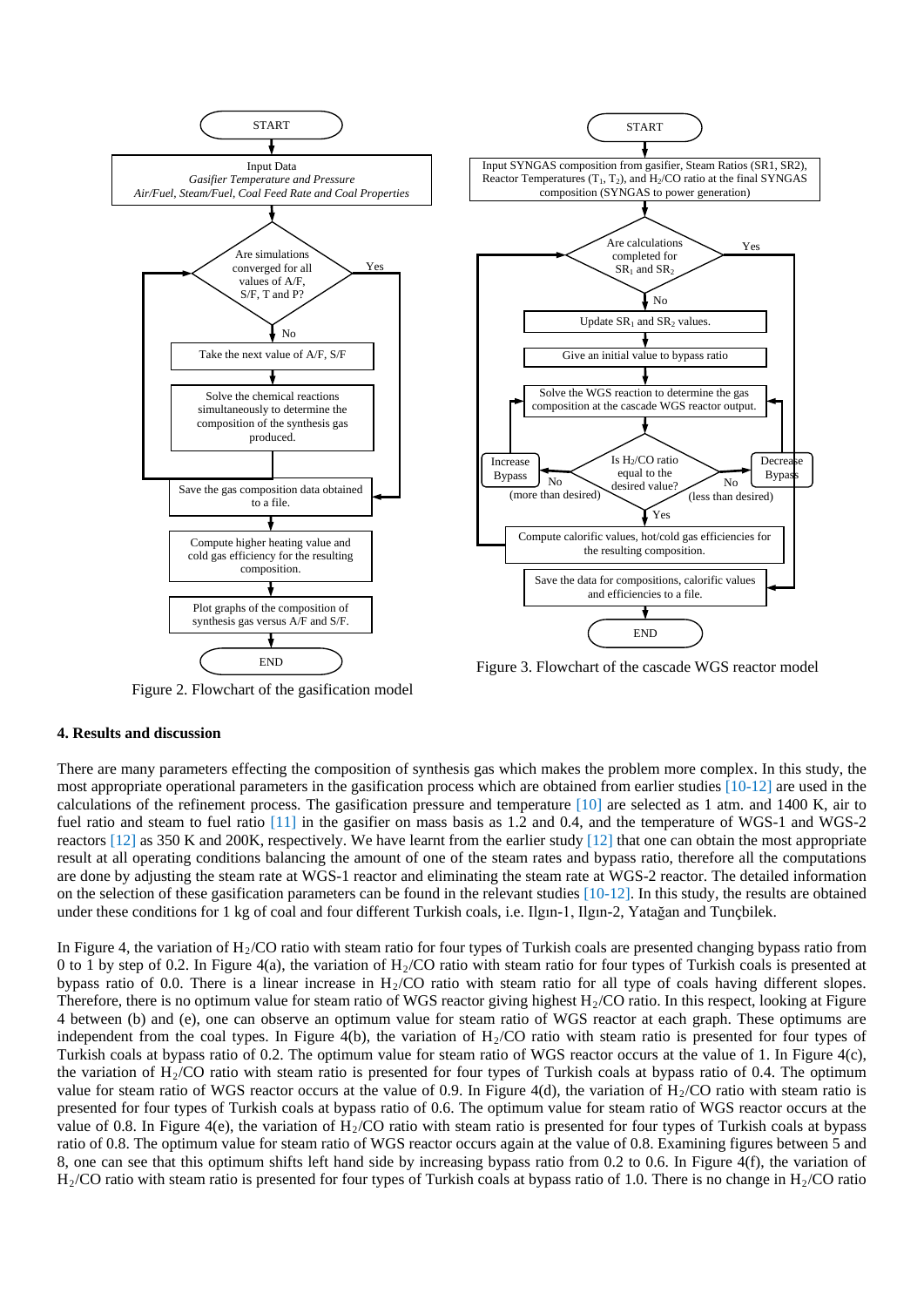START

Input Data
*Gasifier Temperature and Pressure*
*Air/Fuel, Steam/Fuel, Coal Feed Rate and Coal Properties*

Are simulations converged for all values of A/F, S/F, T and P? (Yes / No)

Take the next value of A/F, S/F

Solve the chemical reactions simultaneously to determine the composition of the synthesis gas produced.

Save the gas composition data obtained to a file.

Compute higher heating value and cold gas efficiency for the resulting composition.

Plot graphs of the composition of synthesis gas versus A/F and S/F.

END

Figure 2. Flowchart of the gasification model

START

Input SYNGAS composition from gasifier, Steam Ratios (SR1, SR2), Reactor Temperatures ($T_1$, $T_2$), and $H_2$/CO ratio at the final SYNGAS composition (SYNGAS to power generation)

Are calculations completed for $SR_1$ and $SR_2$? (Yes / No)

Update $SR_1$ and $SR_2$ values.

Give an initial value to bypass ratio

Solve the WGS reaction to determine the gas composition at the cascade WGS reactor output.

Is $H_2$/CO ratio equal to the desired value? (No (more than desired): Increase Bypass / No (less than desired): Decrease Bypass / Yes)

Compute calorific values, hot/cold gas efficiencies for the resulting composition.

Save the data for compositions, calorific values and efficiencies to a file.

END

Figure 3. Flowchart of the cascade WGS reactor model

## 4. Results and discussion

There are many parameters effecting the composition of synthesis gas which makes the problem more complex. In this study, the most appropriate operational parameters in the gasification process which are obtained from earlier studies [10-12] are used in the calculations of the refinement process. The gasification pressure and temperature [10] are selected as 1 atm. and 1400 K, air to fuel ratio and steam to fuel ratio [11] in the gasifier on mass basis as 1.2 and 0.4, and the temperature of WGS-1 and WGS-2 reactors [12] as 350 K and 200K, respectively. We have learnt from the earlier study [12] that one can obtain the most appropriate result at all operating conditions balancing the amount of one of the steam rates and bypass ratio, therefore all the computations are done by adjusting the steam rate at WGS-1 reactor and eliminating the steam rate at WGS-2 reactor. The detailed information on the selection of these gasification parameters can be found in the relevant studies [10-12]. In this study, the results are obtained under these conditions for 1 kg of coal and four different Turkish coals, i.e. Ilgın-1, Ilgın-2, Yatağan and Tunçbilek.

In Figure 4, the variation of $H_2$/CO ratio with steam ratio for four types of Turkish coals are presented changing bypass ratio from 0 to 1 by step of 0.2. In Figure 4(a), the variation of $H_2$/CO ratio with steam ratio for four types of Turkish coals is presented at bypass ratio of 0.0. There is a linear increase in $H_2$/CO ratio with steam ratio for all type of coals having different slopes. Therefore, there is no optimum value for steam ratio of WGS reactor giving highest $H_2$/CO ratio. In this respect, looking at Figure 4 between (b) and (e), one can observe an optimum value for steam ratio of WGS reactor at each graph. These optimums are independent from the coal types. In Figure 4(b), the variation of $H_2$/CO ratio with steam ratio is presented for four types of Turkish coals at bypass ratio of 0.2. The optimum value for steam ratio of WGS reactor occurs at the value of 1. In Figure 4(c), the variation of $H_2$/CO ratio with steam ratio is presented for four types of Turkish coals at bypass ratio of 0.4. The optimum value for steam ratio of WGS reactor occurs at the value of 0.9. In Figure 4(d), the variation of $H_2$/CO ratio with steam ratio is presented for four types of Turkish coals at bypass ratio of 0.6. The optimum value for steam ratio of WGS reactor occurs at the value of 0.8. In Figure 4(e), the variation of $H_2$/CO ratio with steam ratio is presented for four types of Turkish coals at bypass ratio of 0.8. The optimum value for steam ratio of WGS reactor occurs again at the value of 0.8. Examining figures between 5 and 8, one can see that this optimum shifts left hand side by increasing bypass ratio from 0.2 to 0.6. In Figure 4(f), the variation of $H_2$/CO ratio with steam ratio is presented for four types of Turkish coals at bypass ratio of 1.0. There is no change in $H_2$/CO ratio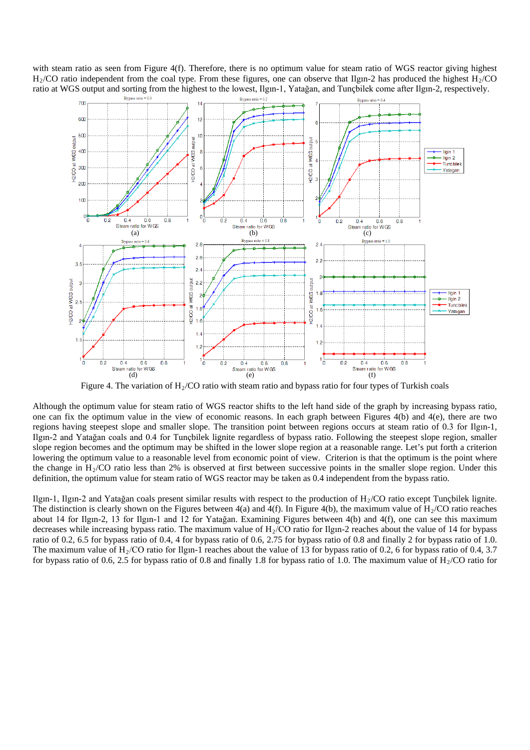with steam ratio as seen from Figure 4(f). Therefore, there is no optimum value for steam ratio of WGS reactor giving highest $H_2/CO$ ratio independent from the coal type. From these figures, one can observe that Ilgın-2 has produced the highest $H_2/CO$ ratio at WGS output and sorting from the highest to the lowest, Ilgın-1, Yatağan, and Tunçbilek come after Ilgın-2, respectively.

Figure 4. The variation of $H_2/CO$ ratio with steam ratio and bypass ratio for four types of Turkish coals

Although the optimum value for steam ratio of WGS reactor shifts to the left hand side of the graph by increasing bypass ratio, one can fix the optimum value in the view of economic reasons. In each graph between Figures 4(b) and 4(e), there are two regions having steepest slope and smaller slope. The transition point between regions occurs at steam ratio of 0.3 for Ilgın-1, Ilgın-2 and Yatağan coals and 0.4 for Tunçbilek lignite regardless of bypass ratio. Following the steepest slope region, smaller slope region becomes and the optimum may be shifted in the lower slope region at a reasonable range. Let's put forth a criterion lowering the optimum value to a reasonable level from economic point of view. Criterion is that the optimum is the point where the change in $H_2/CO$ ratio less than 2% is observed at first between successive points in the smaller slope region. Under this definition, the optimum value for steam ratio of WGS reactor may be taken as 0.4 independent from the bypass ratio.

Ilgın-1, Ilgın-2 and Yatağan coals present similar results with respect to the production of $H_2/CO$ ratio except Tunçbilek lignite. The distinction is clearly shown on the Figures between 4(a) and 4(f). In Figure 4(b), the maximum value of $H_2/CO$ ratio reaches about 14 for Ilgın-2, 13 for Ilgın-1 and 12 for Yatağan. Examining Figures between 4(b) and 4(f), one can see this maximum decreases while increasing bypass ratio. The maximum value of $H_2/CO$ ratio for Ilgın-2 reaches about the value of 14 for bypass ratio of 0.2, 6.5 for bypass ratio of 0.4, 4 for bypass ratio of 0.6, 2.75 for bypass ratio of 0.8 and finally 2 for bypass ratio of 1.0. The maximum value of $H_2/CO$ ratio for Ilgın-1 reaches about the value of 13 for bypass ratio of 0.2, 6 for bypass ratio of 0.4, 3.7 for bypass ratio of 0.6, 2.5 for bypass ratio of 0.8 and finally 1.8 for bypass ratio of 1.0. The maximum value of $H_2/CO$ ratio for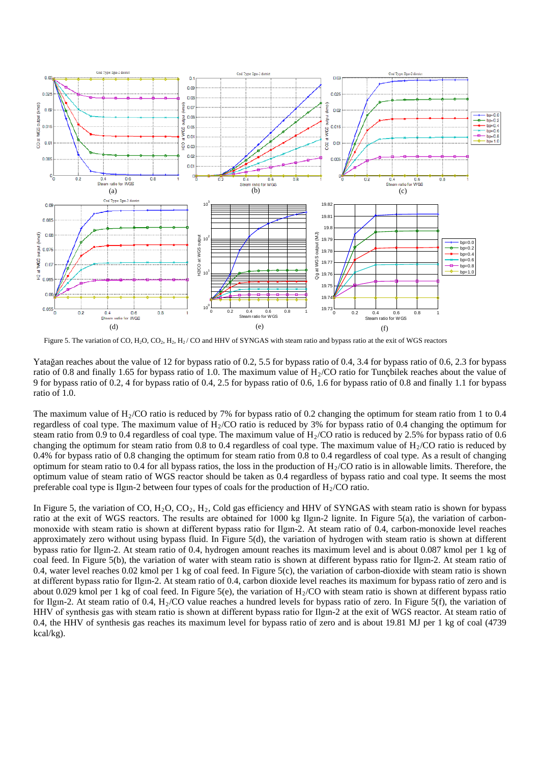Figure 5. The variation of CO, $H_2O$, $CO_2$, $H_2$, $H_2$ / CO and HHV of SYNGAS with steam ratio and bypass ratio at the exit of WGS reactors

Yatağan reaches about the value of 12 for bypass ratio of 0.2, 5.5 for bypass ratio of 0.4, 3.4 for bypass ratio of 0.6, 2.3 for bypass ratio of 0.8 and finally 1.65 for bypass ratio of 1.0. The maximum value of $H_2$/CO ratio for Tunçbilek reaches about the value of 9 for bypass ratio of 0.2, 4 for bypass ratio of 0.4, 2.5 for bypass ratio of 0.6, 1.6 for bypass ratio of 0.8 and finally 1.1 for bypass ratio of 1.0.

The maximum value of $H_2$/CO ratio is reduced by 7% for bypass ratio of 0.2 changing the optimum for steam ratio from 1 to 0.4 regardless of coal type. The maximum value of $H_2$/CO ratio is reduced by 3% for bypass ratio of 0.4 changing the optimum for steam ratio from 0.9 to 0.4 regardless of coal type. The maximum value of $H_2$/CO ratio is reduced by 2.5% for bypass ratio of 0.6 changing the optimum for steam ratio from 0.8 to 0.4 regardless of coal type. The maximum value of $H_2$/CO ratio is reduced by 0.4% for bypass ratio of 0.8 changing the optimum for steam ratio from 0.8 to 0.4 regardless of coal type. As a result of changing optimum for steam ratio to 0.4 for all bypass ratios, the loss in the production of $H_2$/CO ratio is in allowable limits. Therefore, the optimum value of steam ratio of WGS reactor should be taken as 0.4 regardless of bypass ratio and coal type. It seems the most preferable coal type is Ilgın-2 between four types of coals for the production of $H_2$/CO ratio.

In Figure 5, the variation of CO, $H_2O$, $CO_2$, $H_2$, Cold gas efficiency and HHV of SYNGAS with steam ratio is shown for bypass ratio at the exit of WGS reactors. The results are obtained for 1000 kg Ilgın-2 lignite. In Figure 5(a), the variation of carbon-monoxide with steam ratio is shown at different bypass ratio for Ilgın-2. At steam ratio of 0.4, carbon-monoxide level reaches approximately zero without using bypass fluid. In Figure 5(d), the variation of hydrogen with steam ratio is shown at different bypass ratio for Ilgın-2. At steam ratio of 0.4, hydrogen amount reaches its maximum level and is about 0.087 kmol per 1 kg of coal feed. In Figure 5(b), the variation of water with steam ratio is shown at different bypass ratio for Ilgın-2. At steam ratio of 0.4, water level reaches 0.02 kmol per 1 kg of coal feed. In Figure 5(c), the variation of carbon-dioxide with steam ratio is shown at different bypass ratio for Ilgın-2. At steam ratio of 0.4, carbon dioxide level reaches its maximum for bypass ratio of zero and is about 0.029 kmol per 1 kg of coal feed. In Figure 5(e), the variation of $H_2$/CO with steam ratio is shown at different bypass ratio for Ilgın-2. At steam ratio of 0.4, $H_2$/CO value reaches a hundred levels for bypass ratio of zero. In Figure 5(f), the variation of HHV of synthesis gas with steam ratio is shown at different bypass ratio for Ilgın-2 at the exit of WGS reactor. At steam ratio of 0.4, the HHV of synthesis gas reaches its maximum level for bypass ratio of zero and is about 19.81 MJ per 1 kg of coal (4739 kcal/kg).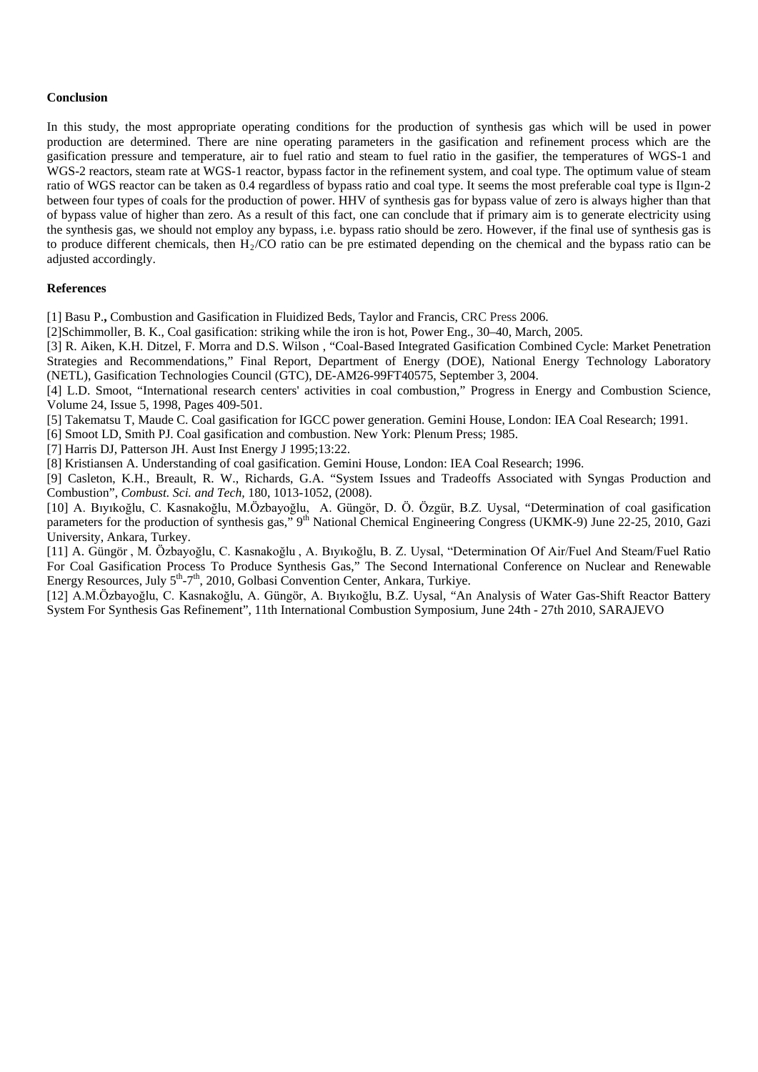**Conclusion**

In this study, the most appropriate operating conditions for the production of synthesis gas which will be used in power production are determined. There are nine operating parameters in the gasification and refinement process which are the gasification pressure and temperature, air to fuel ratio and steam to fuel ratio in the gasifier, the temperatures of WGS-1 and WGS-2 reactors, steam rate at WGS-1 reactor, bypass factor in the refinement system, and coal type. The optimum value of steam ratio of WGS reactor can be taken as 0.4 regardless of bypass ratio and coal type. It seems the most preferable coal type is Ilgın-2 between four types of coals for the production of power. HHV of synthesis gas for bypass value of zero is always higher than that of bypass value of higher than zero. As a result of this fact, one can conclude that if primary aim is to generate electricity using the synthesis gas, we should not employ any bypass, i.e. bypass ratio should be zero. However, if the final use of synthesis gas is to produce different chemicals, then $H_2$/CO ratio can be pre estimated depending on the chemical and the bypass ratio can be adjusted accordingly.

**References**

[1] Basu P., Combustion and Gasification in Fluidized Beds, Taylor and Francis, CRC Press 2006.

[2]Schimmoller, B. K., Coal gasification: striking while the iron is hot, Power Eng., 30–40, March, 2005.

[3] R. Aiken, K.H. Ditzel, F. Morra and D.S. Wilson , "Coal-Based Integrated Gasification Combined Cycle: Market Penetration Strategies and Recommendations," Final Report, Department of Energy (DOE), National Energy Technology Laboratory (NETL), Gasification Technologies Council (GTC), DE-AM26-99FT40575, September 3, 2004.

[4] L.D. Smoot, "International research centers' activities in coal combustion," Progress in Energy and Combustion Science, Volume 24, Issue 5, 1998, Pages 409-501.

[5] Takematsu T, Maude C. Coal gasification for IGCC power generation. Gemini House, London: IEA Coal Research; 1991.

[6] Smoot LD, Smith PJ. Coal gasification and combustion. New York: Plenum Press; 1985.

[7] Harris DJ, Patterson JH. Aust Inst Energy J 1995;13:22.

[8] Kristiansen A. Understanding of coal gasification. Gemini House, London: IEA Coal Research; 1996.

[9] Casleton, K.H., Breault, R. W., Richards, G.A. "System Issues and Tradeoffs Associated with Syngas Production and Combustion", *Combust. Sci. and Tech*, 180, 1013-1052, (2008).

[10] A. Bıyıkoğlu, C. Kasnakoğlu, M.Özbayoğlu, A. Güngör, D. Ö. Özgür, B.Z. Uysal, "Determination of coal gasification parameters for the production of synthesis gas," 9th National Chemical Engineering Congress (UKMK-9) June 22-25, 2010, Gazi University, Ankara, Turkey.

[11] A. Güngör , M. Özbayoğlu, C. Kasnakoğlu , A. Bıyıkoğlu, B. Z. Uysal, "Determination Of Air/Fuel And Steam/Fuel Ratio For Coal Gasification Process To Produce Synthesis Gas," The Second International Conference on Nuclear and Renewable Energy Resources, July 5th-7th, 2010, Golbasi Convention Center, Ankara, Turkiye.

[12] A.M.Özbayoğlu, C. Kasnakoğlu, A. Güngör, A. Bıyıkoğlu, B.Z. Uysal, "An Analysis of Water Gas-Shift Reactor Battery System For Synthesis Gas Refinement", 11th International Combustion Symposium, June 24th - 27th 2010, SARAJEVO